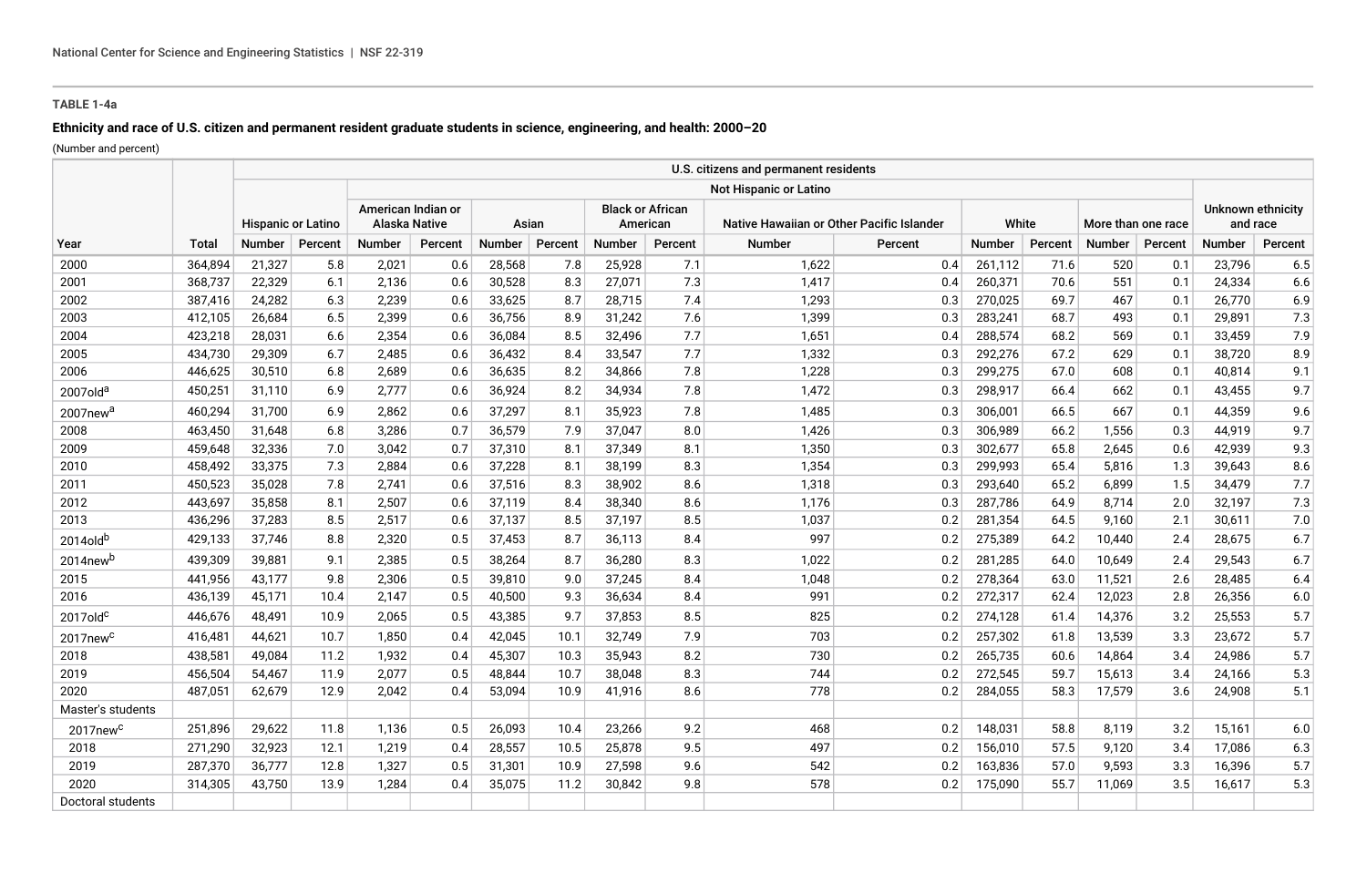**TABLE 1-4a**

**Ethnicity and race of U.S. citizen and permanent resident graduate students in science, engineering, and health: 2000–20**

(Number and percent)

| | | U.S. citizens and permanent residents | | | | | | | | | | | | | | | | | |
|---|---|---|---|---|---|---|---|---|---|---|---|---|---|---|---|---|---|---|---|
| | | | | Not Hispanic or Latino | | | | | | | | | | | | | | | |
| | | Hispanic or Latino | | American Indian or Alaska Native | | Asian | | Black or African American | | Native Hawaiian or Other Pacific Islander | | White | | More than one race | | | | Unknown ethnicity and race | |
| Year | Total | Number | Percent | Number | Percent | Number | Percent | Number | Percent | Number | Percent | Number | Percent | Number | Percent | | | Number | Percent |
| 2000 | 364,894 | 21,327 | 5.8 | 2,021 | 0.6 | 28,568 | 7.8 | 25,928 | 7.1 | 1,622 | 0.4 | 261,112 | 71.6 | 520 | 0.1 | | | 23,796 | 6.5 |
| 2001 | 368,737 | 22,329 | 6.1 | 2,136 | 0.6 | 30,528 | 8.3 | 27,071 | 7.3 | 1,417 | 0.4 | 260,371 | 70.6 | 551 | 0.1 | | | 24,334 | 6.6 |
| 2002 | 387,416 | 24,282 | 6.3 | 2,239 | 0.6 | 33,625 | 8.7 | 28,715 | 7.4 | 1,293 | 0.3 | 270,025 | 69.7 | 467 | 0.1 | | | 26,770 | 6.9 |
| 2003 | 412,105 | 26,684 | 6.5 | 2,399 | 0.6 | 36,756 | 8.9 | 31,242 | 7.6 | 1,399 | 0.3 | 283,241 | 68.7 | 493 | 0.1 | | | 29,891 | 7.3 |
| 2004 | 423,218 | 28,031 | 6.6 | 2,354 | 0.6 | 36,084 | 8.5 | 32,496 | 7.7 | 1,651 | 0.4 | 288,574 | 68.2 | 569 | 0.1 | | | 33,459 | 7.9 |
| 2005 | 434,730 | 29,309 | 6.7 | 2,485 | 0.6 | 36,432 | 8.4 | 33,547 | 7.7 | 1,332 | 0.3 | 292,276 | 67.2 | 629 | 0.1 | | | 38,720 | 8.9 |
| 2006 | 446,625 | 30,510 | 6.8 | 2,689 | 0.6 | 36,635 | 8.2 | 34,866 | 7.8 | 1,228 | 0.3 | 299,275 | 67.0 | 608 | 0.1 | | | 40,814 | 9.1 |
| 2007old[a] | 450,251 | 31,110 | 6.9 | 2,777 | 0.6 | 36,924 | 8.2 | 34,934 | 7.8 | 1,472 | 0.3 | 298,917 | 66.4 | 662 | 0.1 | | | 43,455 | 9.7 |
| 2007new[a] | 460,294 | 31,700 | 6.9 | 2,862 | 0.6 | 37,297 | 8.1 | 35,923 | 7.8 | 1,485 | 0.3 | 306,001 | 66.5 | 667 | 0.1 | | | 44,359 | 9.6 |
| 2008 | 463,450 | 31,648 | 6.8 | 3,286 | 0.7 | 36,579 | 7.9 | 37,047 | 8.0 | 1,426 | 0.3 | 306,989 | 66.2 | 1,556 | 0.3 | | | 44,919 | 9.7 |
| 2009 | 459,648 | 32,336 | 7.0 | 3,042 | 0.7 | 37,310 | 8.1 | 37,349 | 8.1 | 1,350 | 0.3 | 302,677 | 65.8 | 2,645 | 0.6 | | | 42,939 | 9.3 |
| 2010 | 458,492 | 33,375 | 7.3 | 2,884 | 0.6 | 37,228 | 8.1 | 38,199 | 8.3 | 1,354 | 0.3 | 299,993 | 65.4 | 5,816 | 1.3 | | | 39,643 | 8.6 |
| 2011 | 450,523 | 35,028 | 7.8 | 2,741 | 0.6 | 37,516 | 8.3 | 38,902 | 8.6 | 1,318 | 0.3 | 293,640 | 65.2 | 6,899 | 1.5 | | | 34,479 | 7.7 |
| 2012 | 443,697 | 35,858 | 8.1 | 2,507 | 0.6 | 37,119 | 8.4 | 38,340 | 8.6 | 1,176 | 0.3 | 287,786 | 64.9 | 8,714 | 2.0 | | | 32,197 | 7.3 |
| 2013 | 436,296 | 37,283 | 8.5 | 2,517 | 0.6 | 37,137 | 8.5 | 37,197 | 8.5 | 1,037 | 0.2 | 281,354 | 64.5 | 9,160 | 2.1 | | | 30,611 | 7.0 |
| 2014old[b] | 429,133 | 37,746 | 8.8 | 2,320 | 0.5 | 37,453 | 8.7 | 36,113 | 8.4 | 997 | 0.2 | 275,389 | 64.2 | 10,440 | 2.4 | | | 28,675 | 6.7 |
| 2014new[b] | 439,309 | 39,881 | 9.1 | 2,385 | 0.5 | 38,264 | 8.7 | 36,280 | 8.3 | 1,022 | 0.2 | 281,285 | 64.0 | 10,649 | 2.4 | | | 29,543 | 6.7 |
| 2015 | 441,956 | 43,177 | 9.8 | 2,306 | 0.5 | 39,810 | 9.0 | 37,245 | 8.4 | 1,048 | 0.2 | 278,364 | 63.0 | 11,521 | 2.6 | | | 28,485 | 6.4 |
| 2016 | 436,139 | 45,171 | 10.4 | 2,147 | 0.5 | 40,500 | 9.3 | 36,634 | 8.4 | 991 | 0.2 | 272,317 | 62.4 | 12,023 | 2.8 | | | 26,356 | 6.0 |
| 2017old[c] | 446,676 | 48,491 | 10.9 | 2,065 | 0.5 | 43,385 | 9.7 | 37,853 | 8.5 | 825 | 0.2 | 274,128 | 61.4 | 14,376 | 3.2 | | | 25,553 | 5.7 |
| 2017new[c] | 416,481 | 44,621 | 10.7 | 1,850 | 0.4 | 42,045 | 10.1 | 32,749 | 7.9 | 703 | 0.2 | 257,302 | 61.8 | 13,539 | 3.3 | | | 23,672 | 5.7 |
| 2018 | 438,581 | 49,084 | 11.2 | 1,932 | 0.4 | 45,307 | 10.3 | 35,943 | 8.2 | 730 | 0.2 | 265,735 | 60.6 | 14,864 | 3.4 | | | 24,986 | 5.7 |
| 2019 | 456,504 | 54,467 | 11.9 | 2,077 | 0.5 | 48,844 | 10.7 | 38,048 | 8.3 | 744 | 0.2 | 272,545 | 59.7 | 15,613 | 3.4 | | | 24,166 | 5.3 |
| 2020 | 487,051 | 62,679 | 12.9 | 2,042 | 0.4 | 53,094 | 10.9 | 41,916 | 8.6 | 778 | 0.2 | 284,055 | 58.3 | 17,579 | 3.6 | | | 24,908 | 5.1 |
| Master's students | | | | | | | | | | | | | | | | | | | |
| 2017new[c] | 251,896 | 29,622 | 11.8 | 1,136 | 0.5 | 26,093 | 10.4 | 23,266 | 9.2 | 468 | 0.2 | 148,031 | 58.8 | 8,119 | 3.2 | | | 15,161 | 6.0 |
| 2018 | 271,290 | 32,923 | 12.1 | 1,219 | 0.4 | 28,557 | 10.5 | 25,878 | 9.5 | 497 | 0.2 | 156,010 | 57.5 | 9,120 | 3.4 | | | 17,086 | 6.3 |
| 2019 | 287,370 | 36,777 | 12.8 | 1,327 | 0.5 | 31,301 | 10.9 | 27,598 | 9.6 | 542 | 0.2 | 163,836 | 57.0 | 9,593 | 3.3 | | | 16,396 | 5.7 |
| 2020 | 314,305 | 43,750 | 13.9 | 1,284 | 0.4 | 35,075 | 11.2 | 30,842 | 9.8 | 578 | 0.2 | 175,090 | 55.7 | 11,069 | 3.5 | | | 16,617 | 5.3 |
| Doctoral students | | | | | | | | | | | | | | | | | | | |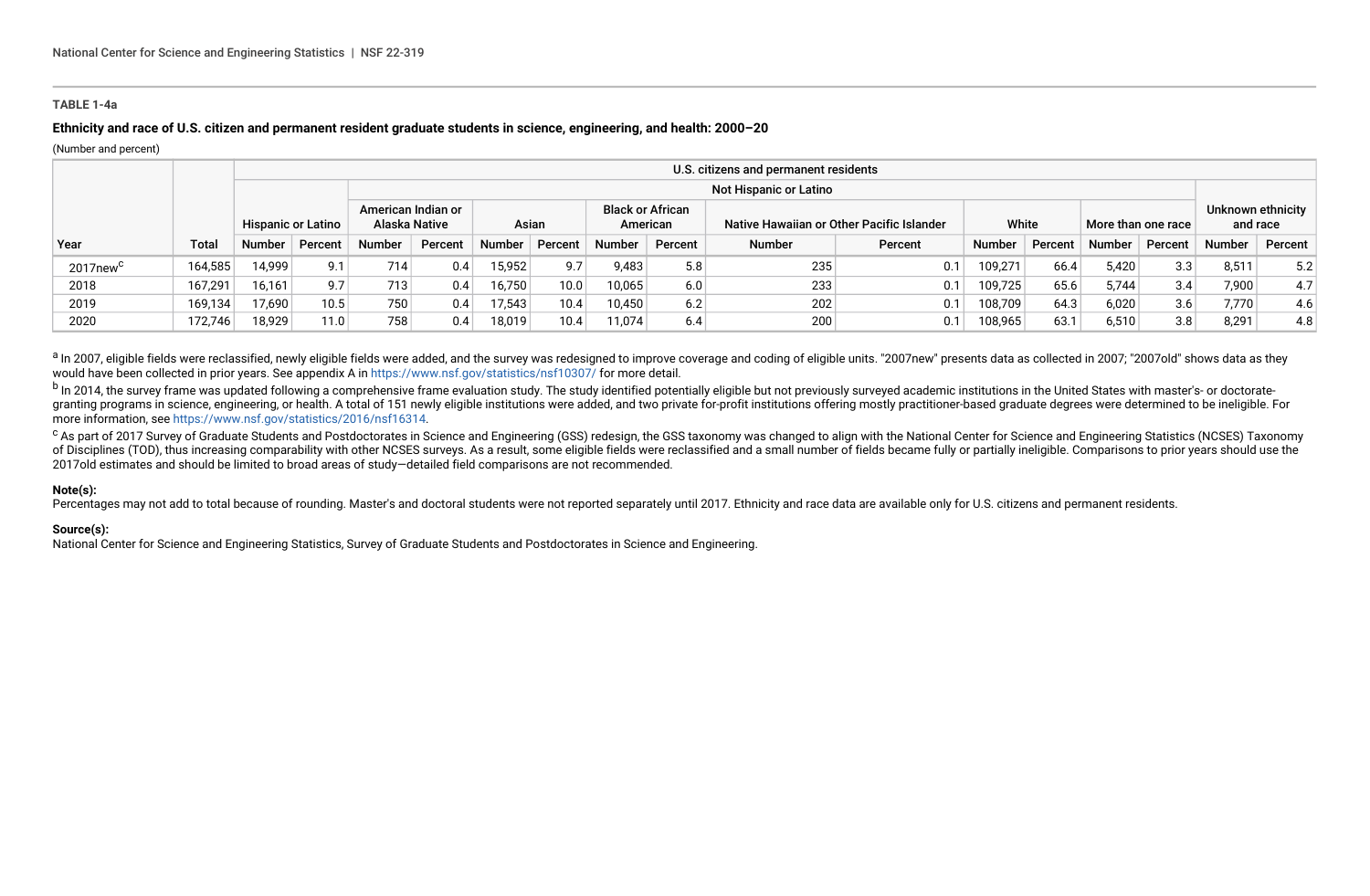**TABLE 1-4a**

**Ethnicity and race of U.S. citizen and permanent resident graduate students in science, engineering, and health: 2000–20**

(Number and percent)

| | | U.S. citizens and permanent residents | | | | | | | | | | | | | | | |
|---|---|---|---|---|---|---|---|---|---|---|---|---|---|---|---|---|---|
| | | | | Not Hispanic or Latino | | | | | | | | | | | | | |
| | | Hispanic or Latino | | American Indian or Alaska Native | | Asian | | Black or African American | | Native Hawaiian or Other Pacific Islander | | White | | More than one race | | Unknown ethnicity and race | |
| Year | Total | Number | Percent | Number | Percent | Number | Percent | Number | Percent | Number | Percent | Number | Percent | Number | Percent | Number | Percent |
| 2017new[c] | 164,585 | 14,999 | 9.1 | 714 | 0.4 | 15,952 | 9.7 | 9,483 | 5.8 | 235 | 0.1 | 109,271 | 66.4 | 5,420 | 3.3 | 8,511 | 5.2 |
| 2018 | 167,291 | 16,161 | 9.7 | 713 | 0.4 | 16,750 | 10.0 | 10,065 | 6.0 | 233 | 0.1 | 109,725 | 65.6 | 5,744 | 3.4 | 7,900 | 4.7 |
| 2019 | 169,134 | 17,690 | 10.5 | 750 | 0.4 | 17,543 | 10.4 | 10,450 | 6.2 | 202 | 0.1 | 108,709 | 64.3 | 6,020 | 3.6 | 7,770 | 4.6 |
| 2020 | 172,746 | 18,929 | 11.0 | 758 | 0.4 | 18,019 | 10.4 | 11,074 | 6.4 | 200 | 0.1 | 108,965 | 63.1 | 6,510 | 3.8 | 8,291 | 4.8 |

[a] In 2007, eligible fields were reclassified, newly eligible fields were added, and the survey was redesigned to improve coverage and coding of eligible units. "2007new" presents data as collected in 2007; "2007old" shows data as they would have been collected in prior years. See appendix A in https://www.nsf.gov/statistics/nsf10307/ for more detail.

[b] In 2014, the survey frame was updated following a comprehensive frame evaluation study. The study identified potentially eligible but not previously surveyed academic institutions in the United States with master's- or doctorate-granting programs in science, engineering, or health. A total of 151 newly eligible institutions were added, and two private for-profit institutions offering mostly practitioner-based graduate degrees were determined to be ineligible. For more information, see https://www.nsf.gov/statistics/2016/nsf16314.

[c] As part of 2017 Survey of Graduate Students and Postdoctorates in Science and Engineering (GSS) redesign, the GSS taxonomy was changed to align with the National Center for Science and Engineering Statistics (NCSES) Taxonomy of Disciplines (TOD), thus increasing comparability with other NCSES surveys. As a result, some eligible fields were reclassified and a small number of fields became fully or partially ineligible. Comparisons to prior years should use the 2017old estimates and should be limited to broad areas of study—detailed field comparisons are not recommended.

**Note(s):**
Percentages may not add to total because of rounding. Master's and doctoral students were not reported separately until 2017. Ethnicity and race data are available only for U.S. citizens and permanent residents.

**Source(s):**
National Center for Science and Engineering Statistics, Survey of Graduate Students and Postdoctorates in Science and Engineering.